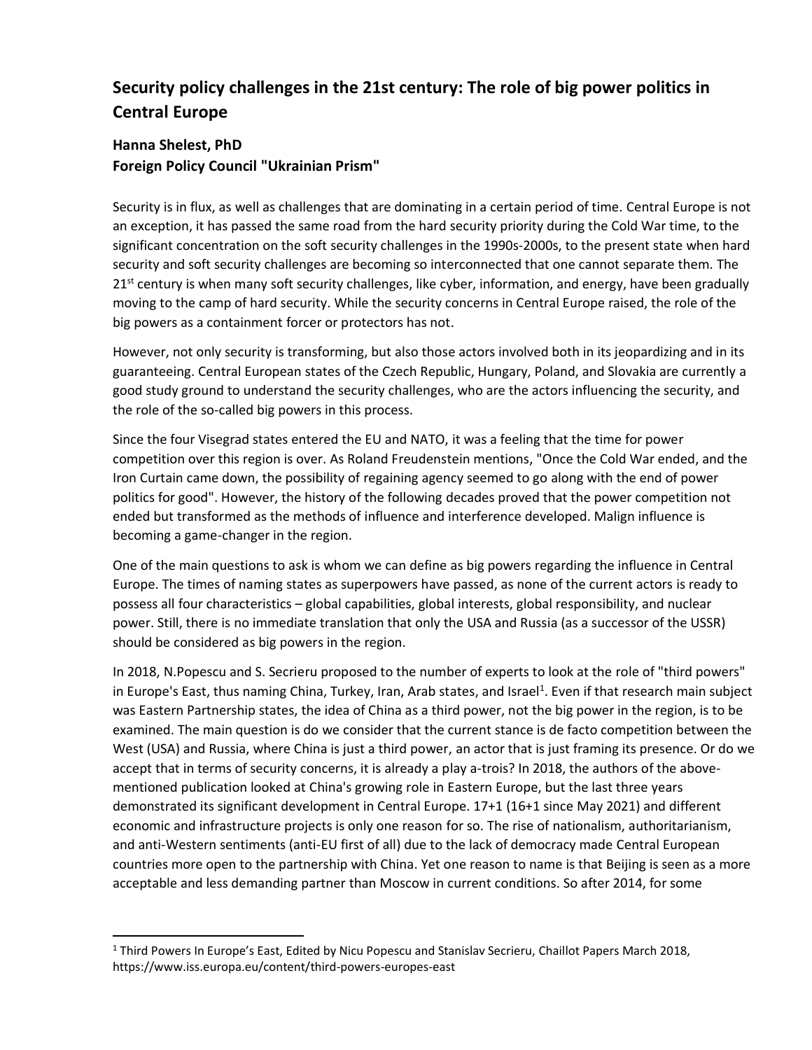# Security policy challenges in the 21st century: The role of big power politics in Central Europe

**Hanna Shelest, PhD**
**Foreign Policy Council "Ukrainian Prism"**

Security is in flux, as well as challenges that are dominating in a certain period of time. Central Europe is not an exception, it has passed the same road from the hard security priority during the Cold War time, to the significant concentration on the soft security challenges in the 1990s-2000s, to the present state when hard security and soft security challenges are becoming so interconnected that one cannot separate them. The 21st century is when many soft security challenges, like cyber, information, and energy, have been gradually moving to the camp of hard security. While the security concerns in Central Europe raised, the role of the big powers as a containment forcer or protectors has not.

However, not only security is transforming, but also those actors involved both in its jeopardizing and in its guaranteeing. Central European states of the Czech Republic, Hungary, Poland, and Slovakia are currently a good study ground to understand the security challenges, who are the actors influencing the security, and the role of the so-called big powers in this process.

Since the four Visegrad states entered the EU and NATO, it was a feeling that the time for power competition over this region is over. As Roland Freudenstein mentions, "Once the Cold War ended, and the Iron Curtain came down, the possibility of regaining agency seemed to go along with the end of power politics for good". However, the history of the following decades proved that the power competition not ended but transformed as the methods of influence and interference developed. Malign influence is becoming a game-changer in the region.

One of the main questions to ask is whom we can define as big powers regarding the influence in Central Europe. The times of naming states as superpowers have passed, as none of the current actors is ready to possess all four characteristics – global capabilities, global interests, global responsibility, and nuclear power. Still, there is no immediate translation that only the USA and Russia (as a successor of the USSR) should be considered as big powers in the region.

In 2018, N.Popescu and S. Secrieru proposed to the number of experts to look at the role of "third powers" in Europe's East, thus naming China, Turkey, Iran, Arab states, and Israel[1]. Even if that research main subject was Eastern Partnership states, the idea of China as a third power, not the big power in the region, is to be examined. The main question is do we consider that the current stance is de facto competition between the West (USA) and Russia, where China is just a third power, an actor that is just framing its presence. Or do we accept that in terms of security concerns, it is already a play a-trois? In 2018, the authors of the above-mentioned publication looked at China's growing role in Eastern Europe, but the last three years demonstrated its significant development in Central Europe. 17+1 (16+1 since May 2021) and different economic and infrastructure projects is only one reason for so. The rise of nationalism, authoritarianism, and anti-Western sentiments (anti-EU first of all) due to the lack of democracy made Central European countries more open to the partnership with China. Yet one reason to name is that Beijing is seen as a more acceptable and less demanding partner than Moscow in current conditions. So after 2014, for some

---

[1] Third Powers In Europe's East, Edited by Nicu Popescu and Stanislav Secrieru, Chaillot Papers March 2018, https://www.iss.europa.eu/content/third-powers-europes-east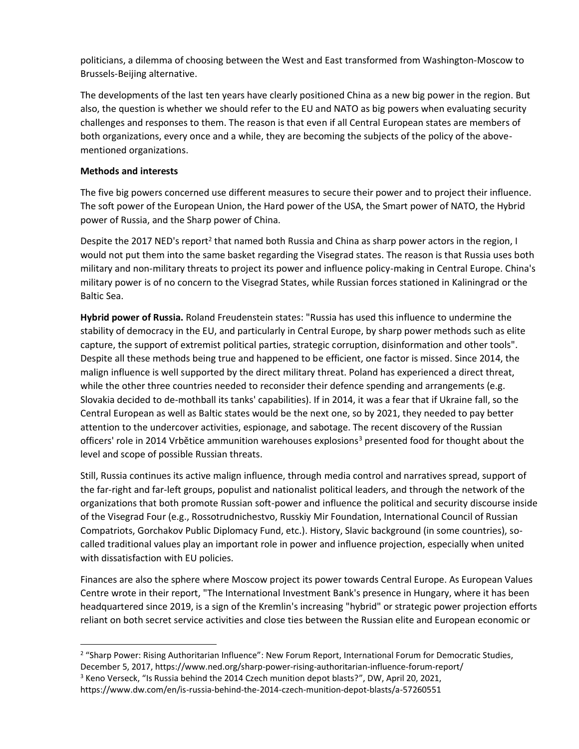politicians, a dilemma of choosing between the West and East transformed from Washington-Moscow to Brussels-Beijing alternative.

The developments of the last ten years have clearly positioned China as a new big power in the region. But also, the question is whether we should refer to the EU and NATO as big powers when evaluating security challenges and responses to them. The reason is that even if all Central European states are members of both organizations, every once and a while, they are becoming the subjects of the policy of the above-mentioned organizations.

**Methods and interests**

The five big powers concerned use different measures to secure their power and to project their influence. The soft power of the European Union, the Hard power of the USA, the Smart power of NATO, the Hybrid power of Russia, and the Sharp power of China.

Despite the 2017 NED's report[2] that named both Russia and China as sharp power actors in the region, I would not put them into the same basket regarding the Visegrad states. The reason is that Russia uses both military and non-military threats to project its power and influence policy-making in Central Europe. China's military power is of no concern to the Visegrad States, while Russian forces stationed in Kaliningrad or the Baltic Sea.

**Hybrid power of Russia.** Roland Freudenstein states: "Russia has used this influence to undermine the stability of democracy in the EU, and particularly in Central Europe, by sharp power methods such as elite capture, the support of extremist political parties, strategic corruption, disinformation and other tools". Despite all these methods being true and happened to be efficient, one factor is missed. Since 2014, the malign influence is well supported by the direct military threat. Poland has experienced a direct threat, while the other three countries needed to reconsider their defence spending and arrangements (e.g. Slovakia decided to de-mothball its tanks' capabilities). If in 2014, it was a fear that if Ukraine fall, so the Central European as well as Baltic states would be the next one, so by 2021, they needed to pay better attention to the undercover activities, espionage, and sabotage. The recent discovery of the Russian officers' role in 2014 Vrbětice ammunition warehouses explosions[3] presented food for thought about the level and scope of possible Russian threats.

Still, Russia continues its active malign influence, through media control and narratives spread, support of the far-right and far-left groups, populist and nationalist political leaders, and through the network of the organizations that both promote Russian soft-power and influence the political and security discourse inside of the Visegrad Four (e.g., Rossotrudnichestvo, Russkiy Mir Foundation, International Council of Russian Compatriots, Gorchakov Public Diplomacy Fund, etc.). History, Slavic background (in some countries), so-called traditional values play an important role in power and influence projection, especially when united with dissatisfaction with EU policies.

Finances are also the sphere where Moscow project its power towards Central Europe. As European Values Centre wrote in their report, "The International Investment Bank's presence in Hungary, where it has been headquartered since 2019, is a sign of the Kremlin's increasing "hybrid" or strategic power projection efforts reliant on both secret service activities and close ties between the Russian elite and European economic or

---

[2] "Sharp Power: Rising Authoritarian Influence": New Forum Report, International Forum for Democratic Studies, December 5, 2017, https://www.ned.org/sharp-power-rising-authoritarian-influence-forum-report/

[3] Keno Verseck, "Is Russia behind the 2014 Czech munition depot blasts?", DW, April 20, 2021, https://www.dw.com/en/is-russia-behind-the-2014-czech-munition-depot-blasts/a-57260551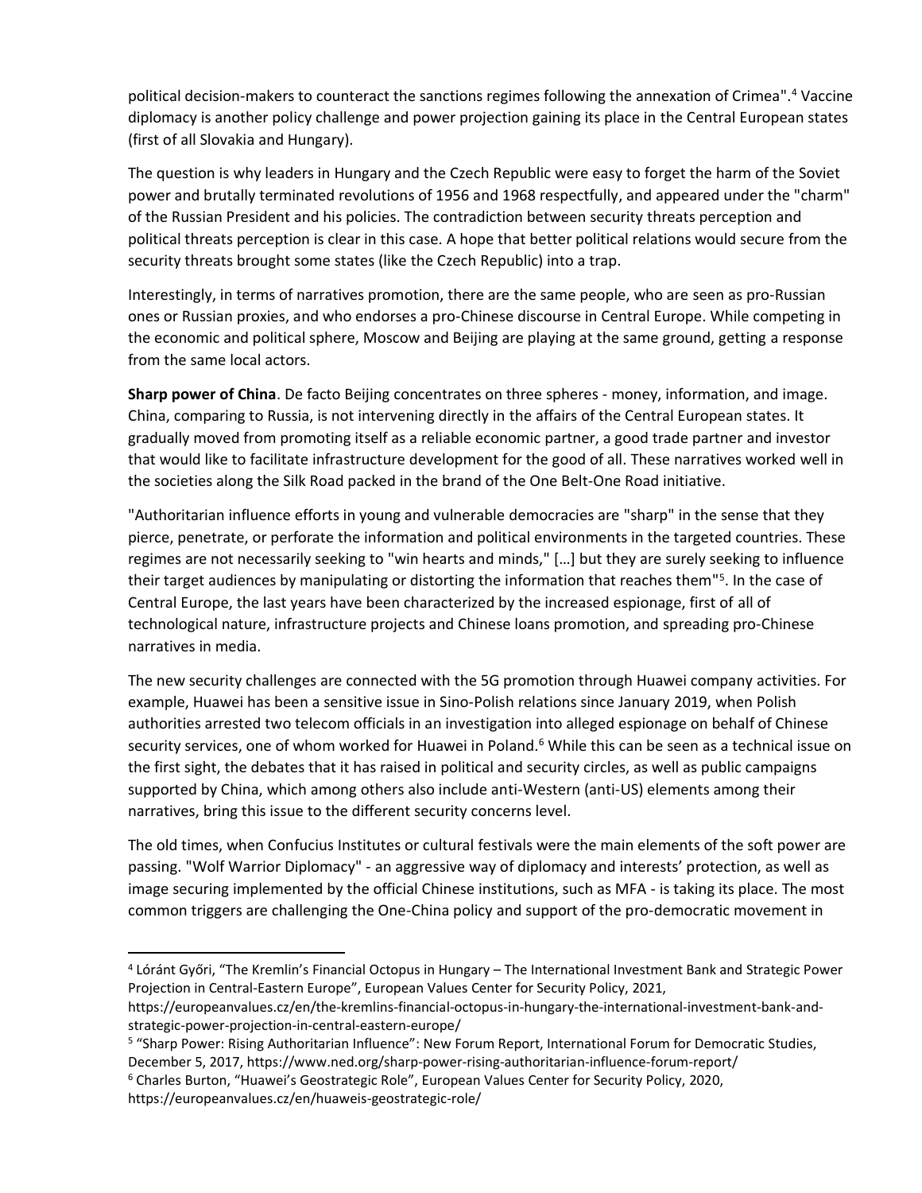political decision-makers to counteract the sanctions regimes following the annexation of Crimea".[4] Vaccine diplomacy is another policy challenge and power projection gaining its place in the Central European states (first of all Slovakia and Hungary).

The question is why leaders in Hungary and the Czech Republic were easy to forget the harm of the Soviet power and brutally terminated revolutions of 1956 and 1968 respectfully, and appeared under the "charm" of the Russian President and his policies. The contradiction between security threats perception and political threats perception is clear in this case. A hope that better political relations would secure from the security threats brought some states (like the Czech Republic) into a trap.

Interestingly, in terms of narratives promotion, there are the same people, who are seen as pro-Russian ones or Russian proxies, and who endorses a pro-Chinese discourse in Central Europe. While competing in the economic and political sphere, Moscow and Beijing are playing at the same ground, getting a response from the same local actors.

**Sharp power of China**. De facto Beijing concentrates on three spheres - money, information, and image. China, comparing to Russia, is not intervening directly in the affairs of the Central European states. It gradually moved from promoting itself as a reliable economic partner, a good trade partner and investor that would like to facilitate infrastructure development for the good of all. These narratives worked well in the societies along the Silk Road packed in the brand of the One Belt-One Road initiative.

"Authoritarian influence efforts in young and vulnerable democracies are "sharp" in the sense that they pierce, penetrate, or perforate the information and political environments in the targeted countries. These regimes are not necessarily seeking to "win hearts and minds," […] but they are surely seeking to influence their target audiences by manipulating or distorting the information that reaches them"[5]. In the case of Central Europe, the last years have been characterized by the increased espionage, first of all of technological nature, infrastructure projects and Chinese loans promotion, and spreading pro-Chinese narratives in media.

The new security challenges are connected with the 5G promotion through Huawei company activities. For example, Huawei has been a sensitive issue in Sino-Polish relations since January 2019, when Polish authorities arrested two telecom officials in an investigation into alleged espionage on behalf of Chinese security services, one of whom worked for Huawei in Poland.[6] While this can be seen as a technical issue on the first sight, the debates that it has raised in political and security circles, as well as public campaigns supported by China, which among others also include anti-Western (anti-US) elements among their narratives, bring this issue to the different security concerns level.

The old times, when Confucius Institutes or cultural festivals were the main elements of the soft power are passing. "Wolf Warrior Diplomacy" - an aggressive way of diplomacy and interests' protection, as well as image securing implemented by the official Chinese institutions, such as MFA - is taking its place. The most common triggers are challenging the One-China policy and support of the pro-democratic movement in

---

[4] Lóránt Győri, "The Kremlin's Financial Octopus in Hungary – The International Investment Bank and Strategic Power Projection in Central-Eastern Europe", European Values Center for Security Policy, 2021, https://europeanvalues.cz/en/the-kremlins-financial-octopus-in-hungary-the-international-investment-bank-and-strategic-power-projection-in-central-eastern-europe/

[5] "Sharp Power: Rising Authoritarian Influence": New Forum Report, International Forum for Democratic Studies, December 5, 2017, https://www.ned.org/sharp-power-rising-authoritarian-influence-forum-report/

[6] Charles Burton, "Huawei's Geostrategic Role", European Values Center for Security Policy, 2020, https://europeanvalues.cz/en/huaweis-geostrategic-role/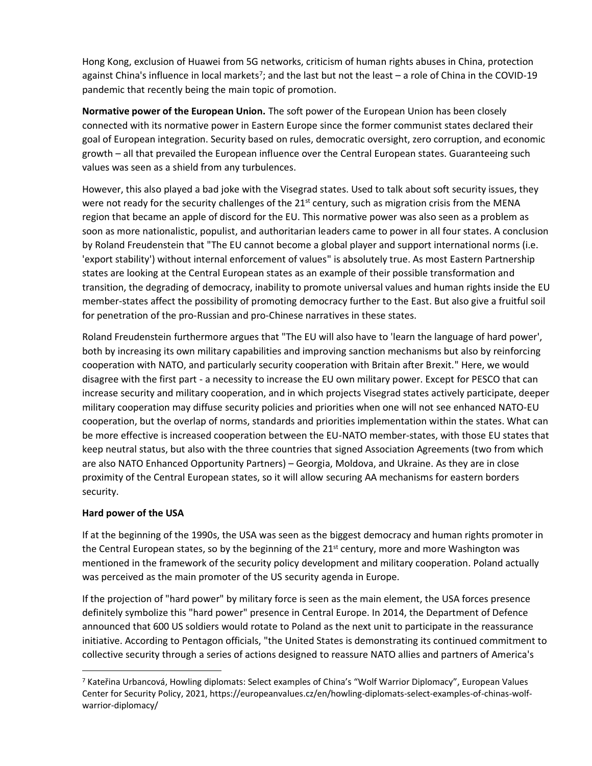Hong Kong, exclusion of Huawei from 5G networks, criticism of human rights abuses in China, protection against China's influence in local markets[7]; and the last but not the least – a role of China in the COVID-19 pandemic that recently being the main topic of promotion.

**Normative power of the European Union.** The soft power of the European Union has been closely connected with its normative power in Eastern Europe since the former communist states declared their goal of European integration. Security based on rules, democratic oversight, zero corruption, and economic growth – all that prevailed the European influence over the Central European states. Guaranteeing such values was seen as a shield from any turbulences.

However, this also played a bad joke with the Visegrad states. Used to talk about soft security issues, they were not ready for the security challenges of the 21st century, such as migration crisis from the MENA region that became an apple of discord for the EU. This normative power was also seen as a problem as soon as more nationalistic, populist, and authoritarian leaders came to power in all four states. A conclusion by Roland Freudenstein that "The EU cannot become a global player and support international norms (i.e. 'export stability') without internal enforcement of values" is absolutely true. As most Eastern Partnership states are looking at the Central European states as an example of their possible transformation and transition, the degrading of democracy, inability to promote universal values and human rights inside the EU member-states affect the possibility of promoting democracy further to the East. But also give a fruitful soil for penetration of the pro-Russian and pro-Chinese narratives in these states.

Roland Freudenstein furthermore argues that "The EU will also have to 'learn the language of hard power', both by increasing its own military capabilities and improving sanction mechanisms but also by reinforcing cooperation with NATO, and particularly security cooperation with Britain after Brexit." Here, we would disagree with the first part - a necessity to increase the EU own military power. Except for PESCO that can increase security and military cooperation, and in which projects Visegrad states actively participate, deeper military cooperation may diffuse security policies and priorities when one will not see enhanced NATO-EU cooperation, but the overlap of norms, standards and priorities implementation within the states. What can be more effective is increased cooperation between the EU-NATO member-states, with those EU states that keep neutral status, but also with the three countries that signed Association Agreements (two from which are also NATO Enhanced Opportunity Partners) – Georgia, Moldova, and Ukraine. As they are in close proximity of the Central European states, so it will allow securing AA mechanisms for eastern borders security.

**Hard power of the USA**

If at the beginning of the 1990s, the USA was seen as the biggest democracy and human rights promoter in the Central European states, so by the beginning of the 21st century, more and more Washington was mentioned in the framework of the security policy development and military cooperation. Poland actually was perceived as the main promoter of the US security agenda in Europe.

If the projection of "hard power" by military force is seen as the main element, the USA forces presence definitely symbolize this "hard power" presence in Central Europe. In 2014, the Department of Defence announced that 600 US soldiers would rotate to Poland as the next unit to participate in the reassurance initiative. According to Pentagon officials, "the United States is demonstrating its continued commitment to collective security through a series of actions designed to reassure NATO allies and partners of America's

[7] Kateřina Urbancová, Howling diplomats: Select examples of China's "Wolf Warrior Diplomacy", European Values Center for Security Policy, 2021, https://europeanvalues.cz/en/howling-diplomats-select-examples-of-chinas-wolf-warrior-diplomacy/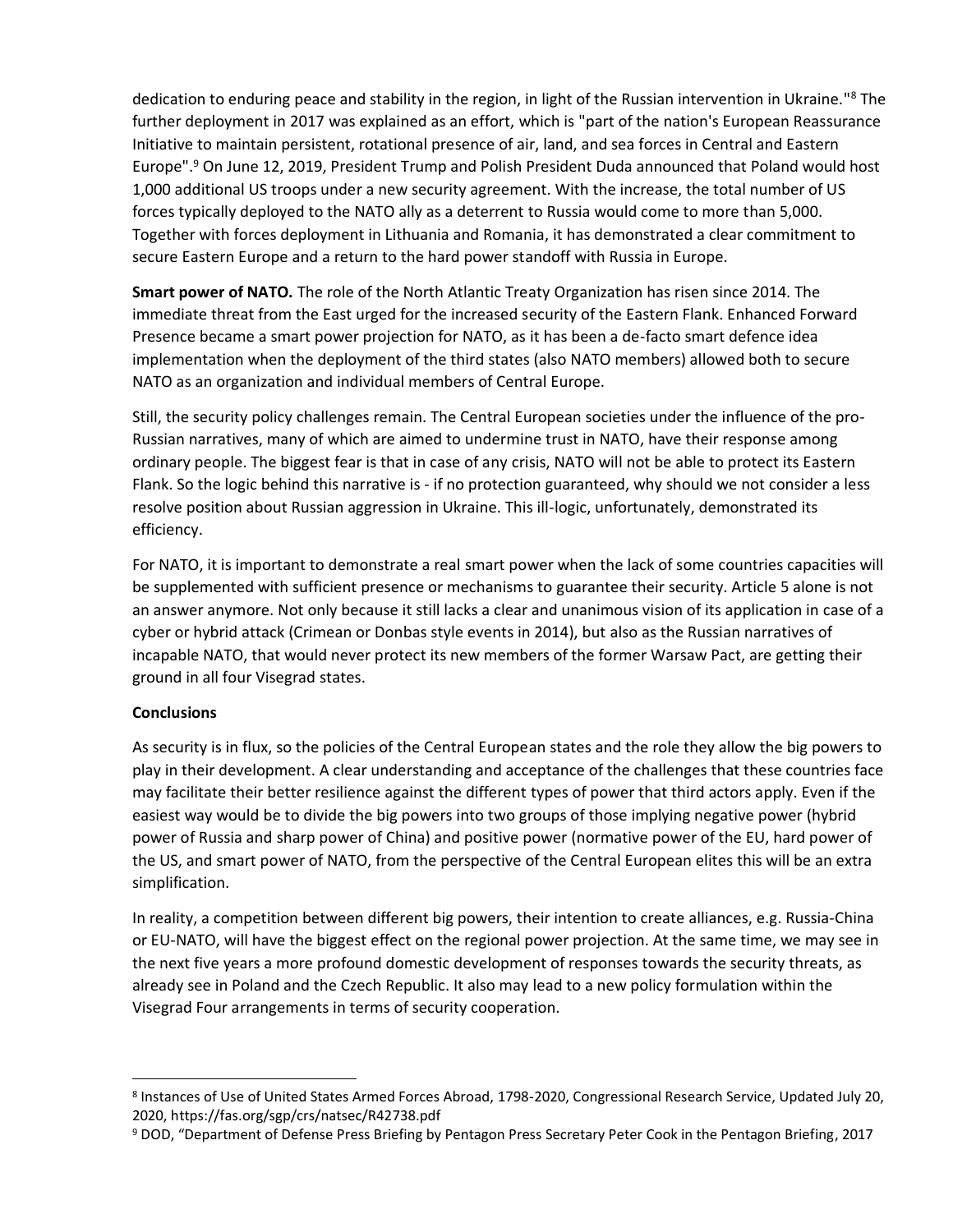dedication to enduring peace and stability in the region, in light of the Russian intervention in Ukraine."[8] The further deployment in 2017 was explained as an effort, which is "part of the nation's European Reassurance Initiative to maintain persistent, rotational presence of air, land, and sea forces in Central and Eastern Europe".[9] On June 12, 2019, President Trump and Polish President Duda announced that Poland would host 1,000 additional US troops under a new security agreement. With the increase, the total number of US forces typically deployed to the NATO ally as a deterrent to Russia would come to more than 5,000. Together with forces deployment in Lithuania and Romania, it has demonstrated a clear commitment to secure Eastern Europe and a return to the hard power standoff with Russia in Europe.

**Smart power of NATO.** The role of the North Atlantic Treaty Organization has risen since 2014. The immediate threat from the East urged for the increased security of the Eastern Flank. Enhanced Forward Presence became a smart power projection for NATO, as it has been a de-facto smart defence idea implementation when the deployment of the third states (also NATO members) allowed both to secure NATO as an organization and individual members of Central Europe.

Still, the security policy challenges remain. The Central European societies under the influence of the pro-Russian narratives, many of which are aimed to undermine trust in NATO, have their response among ordinary people. The biggest fear is that in case of any crisis, NATO will not be able to protect its Eastern Flank. So the logic behind this narrative is - if no protection guaranteed, why should we not consider a less resolve position about Russian aggression in Ukraine. This ill-logic, unfortunately, demonstrated its efficiency.

For NATO, it is important to demonstrate a real smart power when the lack of some countries capacities will be supplemented with sufficient presence or mechanisms to guarantee their security. Article 5 alone is not an answer anymore. Not only because it still lacks a clear and unanimous vision of its application in case of a cyber or hybrid attack (Crimean or Donbas style events in 2014), but also as the Russian narratives of incapable NATO, that would never protect its new members of the former Warsaw Pact, are getting their ground in all four Visegrad states.

**Conclusions**

As security is in flux, so the policies of the Central European states and the role they allow the big powers to play in their development. A clear understanding and acceptance of the challenges that these countries face may facilitate their better resilience against the different types of power that third actors apply. Even if the easiest way would be to divide the big powers into two groups of those implying negative power (hybrid power of Russia and sharp power of China) and positive power (normative power of the EU, hard power of the US, and smart power of NATO, from the perspective of the Central European elites this will be an extra simplification.

In reality, a competition between different big powers, their intention to create alliances, e.g. Russia-China or EU-NATO, will have the biggest effect on the regional power projection. At the same time, we may see in the next five years a more profound domestic development of responses towards the security threats, as already see in Poland and the Czech Republic. It also may lead to a new policy formulation within the Visegrad Four arrangements in terms of security cooperation.

---

[8] Instances of Use of United States Armed Forces Abroad, 1798-2020, Congressional Research Service, Updated July 20, 2020, https://fas.org/sgp/crs/natsec/R42738.pdf

[9] DOD, "Department of Defense Press Briefing by Pentagon Press Secretary Peter Cook in the Pentagon Briefing, 2017